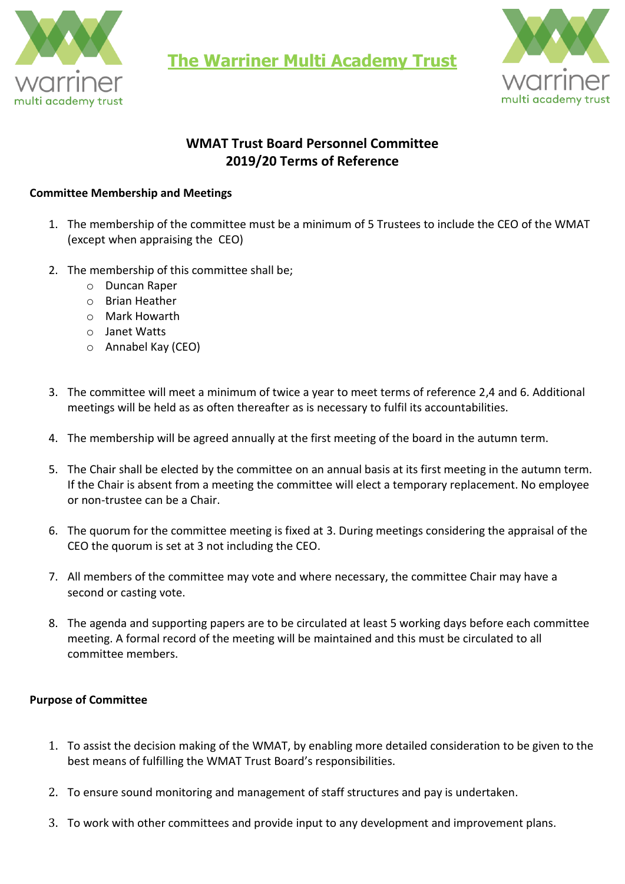# The Warriner Multi Academy Trust

## WMAT Trust Board Personnel Committee
## 2019/20 Terms of Reference

**Committee Membership and Meetings**

1. The membership of the committee must be a minimum of 5 Trustees to include the CEO of the WMAT (except when appraising the CEO)

2. The membership of this committee shall be;
   - Duncan Raper
   - Brian Heather
   - Mark Howarth
   - Janet Watts
   - Annabel Kay (CEO)

3. The committee will meet a minimum of twice a year to meet terms of reference 2,4 and 6. Additional meetings will be held as as often thereafter as is necessary to fulfil its accountabilities.

4. The membership will be agreed annually at the first meeting of the board in the autumn term.

5. The Chair shall be elected by the committee on an annual basis at its first meeting in the autumn term. If the Chair is absent from a meeting the committee will elect a temporary replacement. No employee or non-trustee can be a Chair.

6. The quorum for the committee meeting is fixed at 3. During meetings considering the appraisal of the CEO the quorum is set at 3 not including the CEO.

7. All members of the committee may vote and where necessary, the committee Chair may have a second or casting vote.

8. The agenda and supporting papers are to be circulated at least 5 working days before each committee meeting. A formal record of the meeting will be maintained and this must be circulated to all committee members.

**Purpose of Committee**

1. To assist the decision making of the WMAT, by enabling more detailed consideration to be given to the best means of fulfilling the WMAT Trust Board's responsibilities.

2. To ensure sound monitoring and management of staff structures and pay is undertaken.

3. To work with other committees and provide input to any development and improvement plans.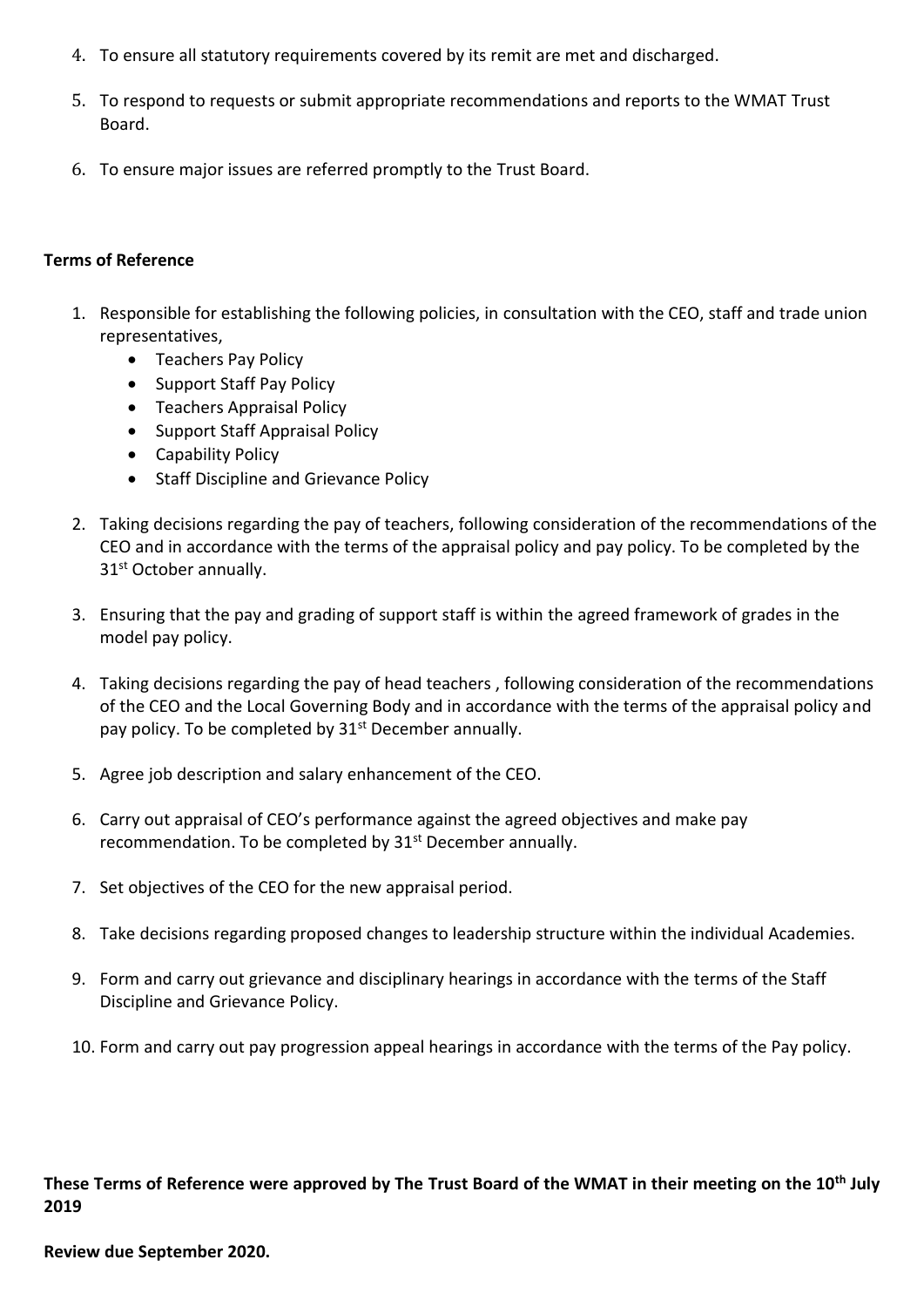4. To ensure all statutory requirements covered by its remit are met and discharged.

5. To respond to requests or submit appropriate recommendations and reports to the WMAT Trust Board.

6. To ensure major issues are referred promptly to the Trust Board.

**Terms of Reference**

1. Responsible for establishing the following policies, in consultation with the CEO, staff and trade union representatives,
   - Teachers Pay Policy
   - Support Staff Pay Policy
   - Teachers Appraisal Policy
   - Support Staff Appraisal Policy
   - Capability Policy
   - Staff Discipline and Grievance Policy

2. Taking decisions regarding the pay of teachers, following consideration of the recommendations of the CEO and in accordance with the terms of the appraisal policy and pay policy. To be completed by the 31st October annually.

3. Ensuring that the pay and grading of support staff is within the agreed framework of grades in the model pay policy.

4. Taking decisions regarding the pay of head teachers , following consideration of the recommendations of the CEO and the Local Governing Body and in accordance with the terms of the appraisal policy and pay policy. To be completed by 31st December annually.

5. Agree job description and salary enhancement of the CEO.

6. Carry out appraisal of CEO's performance against the agreed objectives and make pay recommendation. To be completed by 31st December annually.

7. Set objectives of the CEO for the new appraisal period.

8. Take decisions regarding proposed changes to leadership structure within the individual Academies.

9. Form and carry out grievance and disciplinary hearings in accordance with the terms of the Staff Discipline and Grievance Policy.

10. Form and carry out pay progression appeal hearings in accordance with the terms of the Pay policy.

**These Terms of Reference were approved by The Trust Board of the WMAT in their meeting on the 10th July 2019**

**Review due September 2020.**